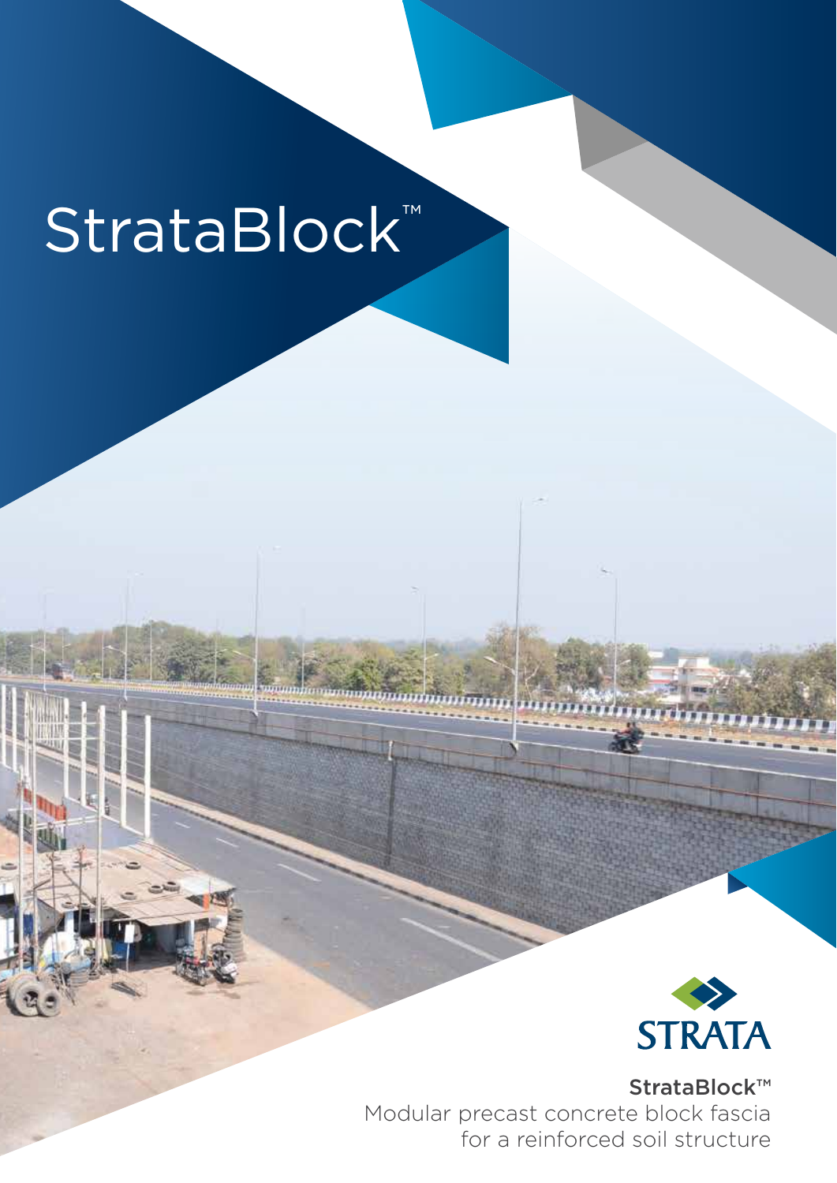# StrataBlock™

STRATA

StrataBlock™

Modular precast concrete block fascia for a reinforced soil structure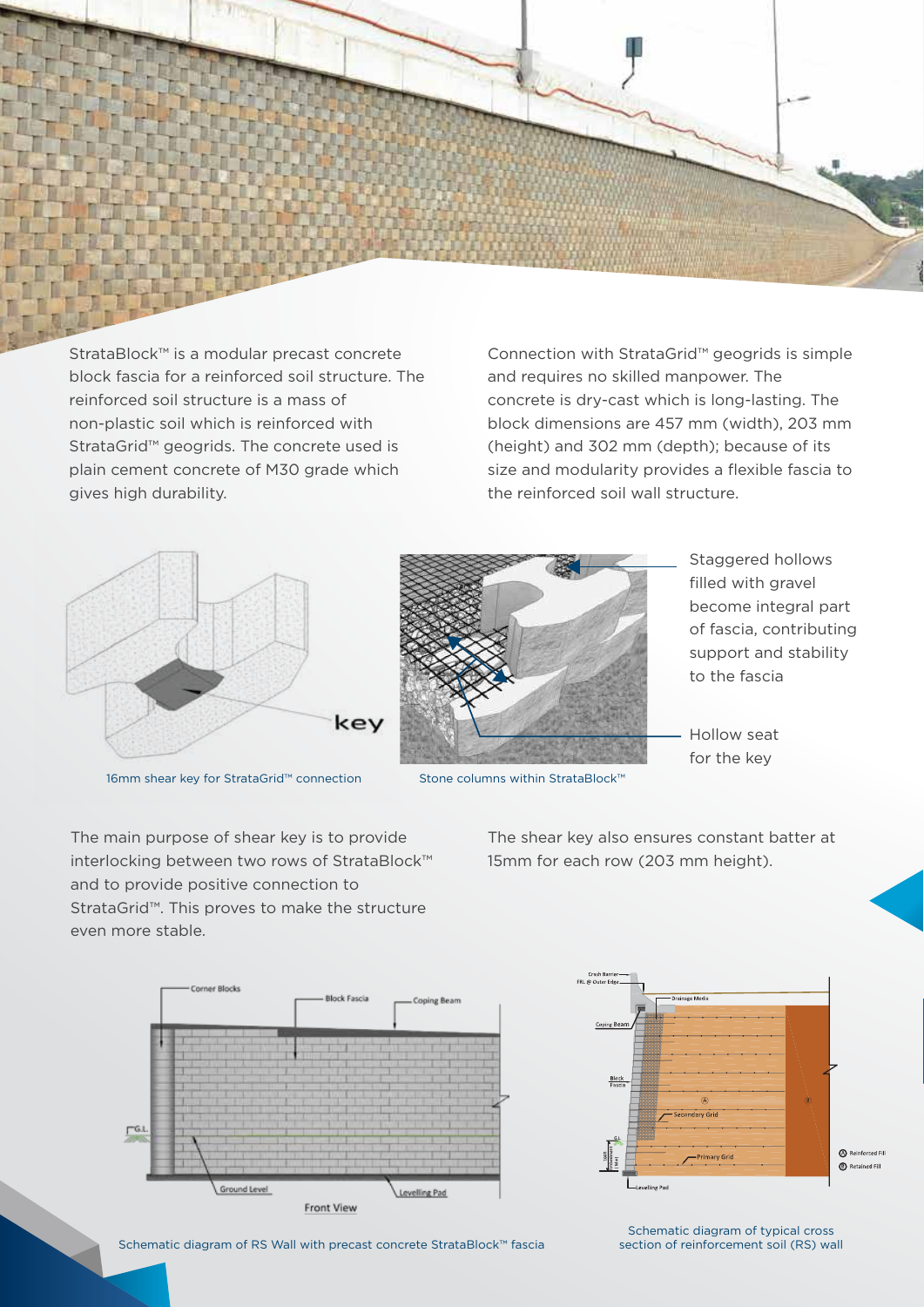StrataBlock™ is a modular precast concrete block fascia for a reinforced soil structure. The reinforced soil structure is a mass of non-plastic soil which is reinforced with StrataGrid™ geogrids. The concrete used is plain cement concrete of M30 grade which gives high durability.

Connection with StrataGrid™ geogrids is simple and requires no skilled manpower. The concrete is dry-cast which is long-lasting. The block dimensions are 457 mm (width), 203 mm (height) and 302 mm (depth); because of its size and modularity provides a flexible fascia to the reinforced soil wall structure.

key

16mm shear key for StrataGrid™ connection

Staggered hollows filled with gravel become integral part of fascia, contributing support and stability to the fascia

Hollow seat for the key

Stone columns within StrataBlock™

The main purpose of shear key is to provide interlocking between two rows of StrataBlock™ and to provide positive connection to StrataGrid™. This proves to make the structure even more stable.

The shear key also ensures constant batter at 15mm for each row (203 mm height).

Corner Blocks

Block Fascia

Coping Beam

G.L.

Ground Level

Levelling Pad

Front View

Schematic diagram of RS Wall with precast concrete StrataBlock™ fascia

Crash Barrier

FRL @ Outer Edge

Drainage Media

Coping Beam

Block Fascia

Secondary Grid

Primary Grid

Levelling Pad

(A) Reinforced Fill

(B) Retained Fill

Schematic diagram of typical cross section of reinforcement soil (RS) wall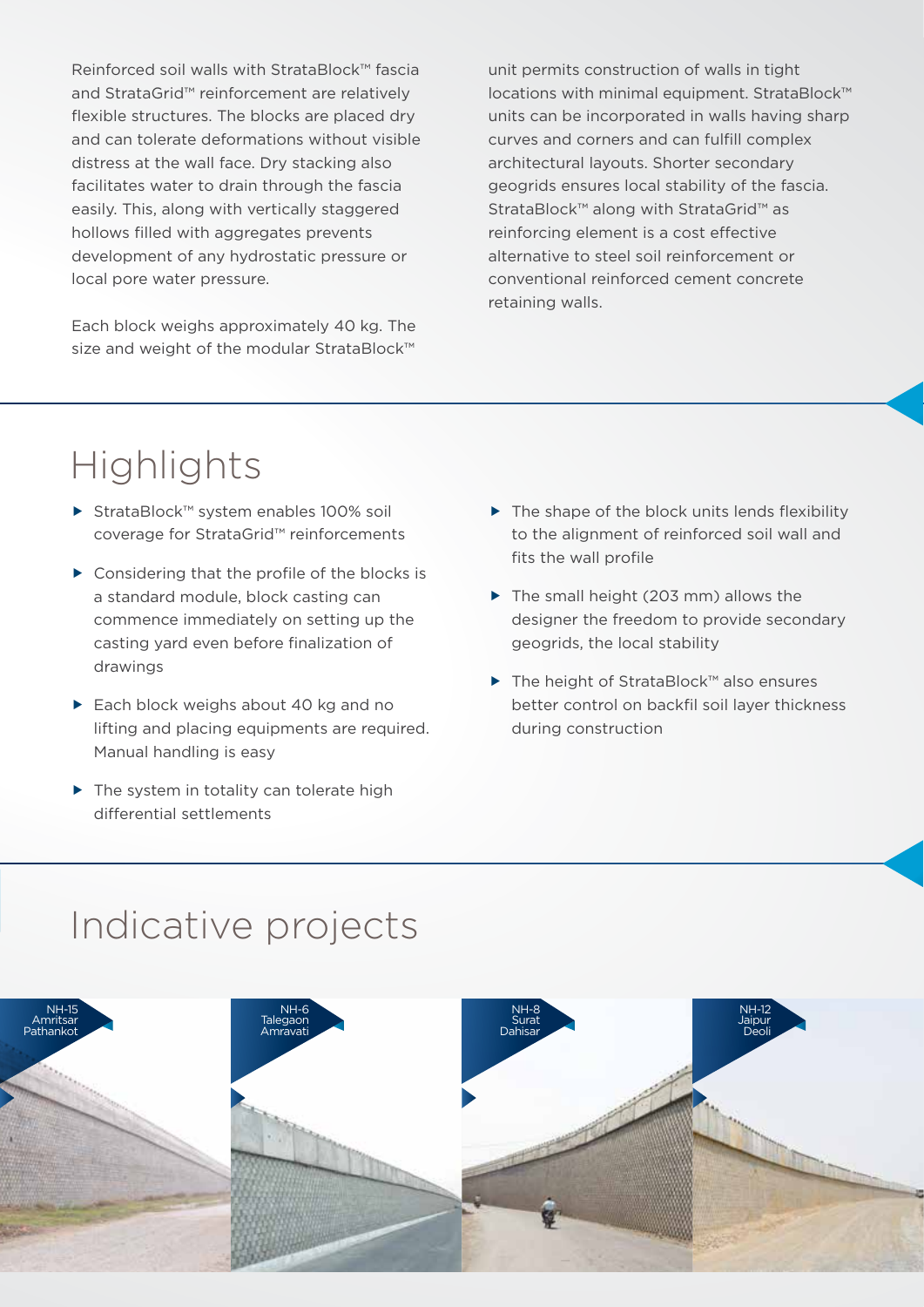Reinforced soil walls with StrataBlock™ fascia and StrataGrid™ reinforcement are relatively flexible structures. The blocks are placed dry and can tolerate deformations without visible distress at the wall face. Dry stacking also facilitates water to drain through the fascia easily. This, along with vertically staggered hollows filled with aggregates prevents development of any hydrostatic pressure or local pore water pressure.

Each block weighs approximately 40 kg. The size and weight of the modular StrataBlock™ unit permits construction of walls in tight locations with minimal equipment. StrataBlock™ units can be incorporated in walls having sharp curves and corners and can fulfill complex architectural layouts. Shorter secondary geogrids ensures local stability of the fascia. StrataBlock™ along with StrataGrid™ as reinforcing element is a cost effective alternative to steel soil reinforcement or conventional reinforced cement concrete retaining walls.

# Highlights

- StrataBlock™ system enables 100% soil coverage for StrataGrid™ reinforcements
- Considering that the profile of the blocks is a standard module, block casting can commence immediately on setting up the casting yard even before finalization of drawings
- Each block weighs about 40 kg and no lifting and placing equipments are required. Manual handling is easy
- The system in totality can tolerate high differential settlements
- The shape of the block units lends flexibility to the alignment of reinforced soil wall and fits the wall profile
- The small height (203 mm) allows the designer the freedom to provide secondary geogrids, the local stability
- The height of StrataBlock™ also ensures better control on backfil soil layer thickness during construction

# Indicative projects

NH-15 Amritsar Pathankot

NH-6 Talegaon Amravati

NH-8 Surat Dahisar

NH-12 Jaipur Deoli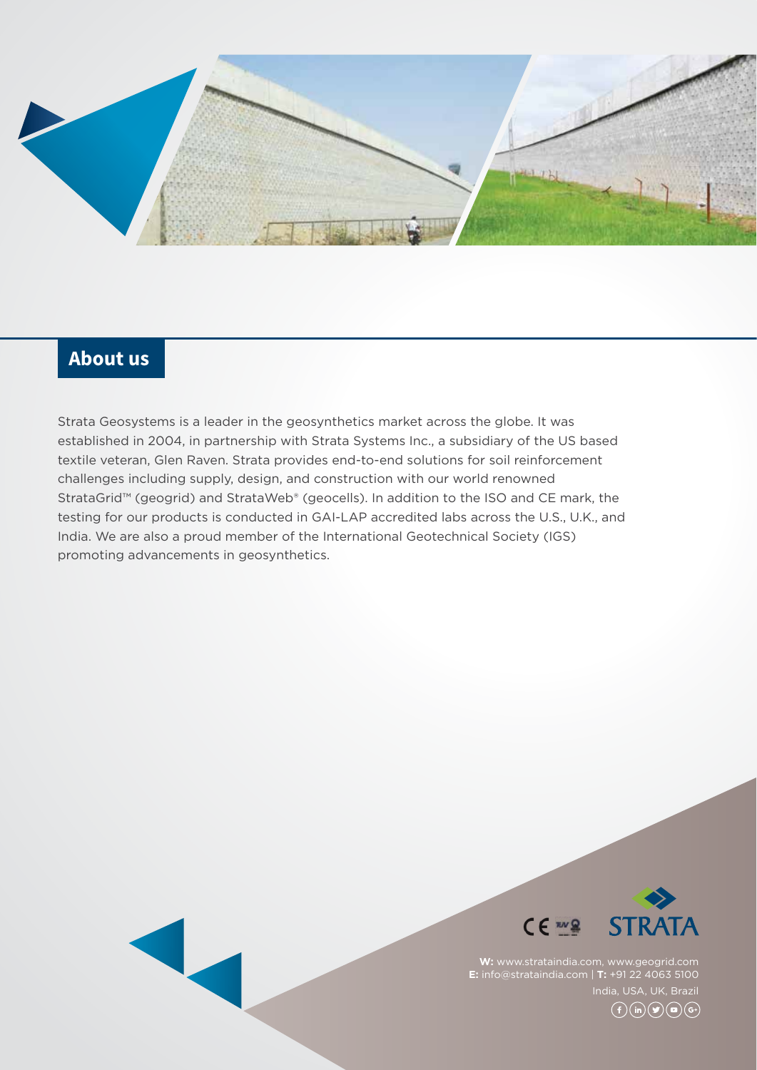## About us

Strata Geosystems is a leader in the geosynthetics market across the globe. It was established in 2004, in partnership with Strata Systems Inc., a subsidiary of the US based textile veteran, Glen Raven. Strata provides end-to-end solutions for soil reinforcement challenges including supply, design, and construction with our world renowned StrataGrid™ (geogrid) and StrataWeb® (geocells). In addition to the ISO and CE mark, the testing for our products is conducted in GAI-LAP accredited labs across the U.S., U.K., and India. We are also a proud member of the International Geotechnical Society (IGS) promoting advancements in geosynthetics.

STRATA

**W:** www.strataindia.com, www.geogrid.com
**E:** info@strataindia.com | **T:** +91 22 4063 5100
India, USA, UK, Brazil